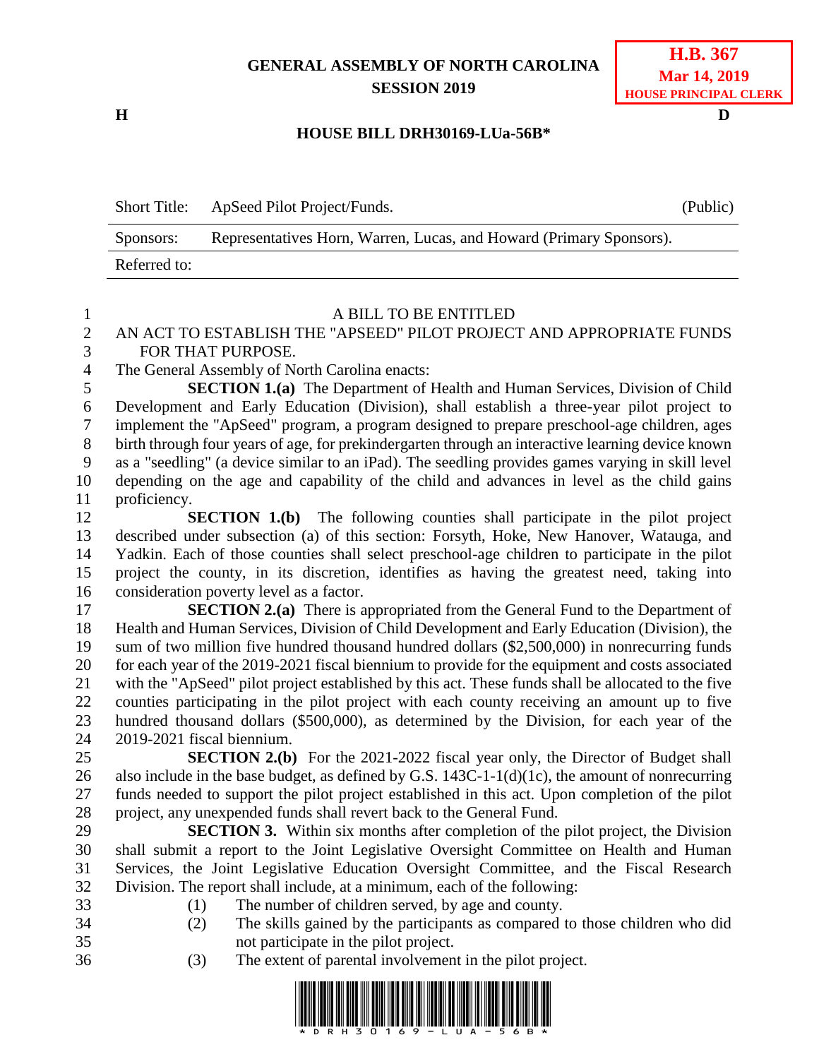**GENERAL ASSEMBLY OF NORTH CAROLINA**
**SESSION 2019**

**H.B. 367**
**Mar 14, 2019**
**HOUSE PRINCIPAL CLERK**

**H** **D**

**HOUSE BILL DRH30169-LUa-56B\***

| Short Title: | ApSeed Pilot Project/Funds. | (Public) |
|---|---|---|
| Sponsors: | Representatives Horn, Warren, Lucas, and Howard (Primary Sponsors). | |
| Referred to: | | |

A BILL TO BE ENTITLED

AN ACT TO ESTABLISH THE "APSEED" PILOT PROJECT AND APPROPRIATE FUNDS FOR THAT PURPOSE.

The General Assembly of North Carolina enacts:

**SECTION 1.(a)** The Department of Health and Human Services, Division of Child Development and Early Education (Division), shall establish a three-year pilot project to implement the "ApSeed" program, a program designed to prepare preschool-age children, ages birth through four years of age, for prekindergarten through an interactive learning device known as a "seedling" (a device similar to an iPad). The seedling provides games varying in skill level depending on the age and capability of the child and advances in level as the child gains proficiency.

**SECTION 1.(b)** The following counties shall participate in the pilot project described under subsection (a) of this section: Forsyth, Hoke, New Hanover, Watauga, and Yadkin. Each of those counties shall select preschool-age children to participate in the pilot project the county, in its discretion, identifies as having the greatest need, taking into consideration poverty level as a factor.

**SECTION 2.(a)** There is appropriated from the General Fund to the Department of Health and Human Services, Division of Child Development and Early Education (Division), the sum of two million five hundred thousand hundred dollars ($2,500,000) in nonrecurring funds for each year of the 2019-2021 fiscal biennium to provide for the equipment and costs associated with the "ApSeed" pilot project established by this act. These funds shall be allocated to the five counties participating in the pilot project with each county receiving an amount up to five hundred thousand dollars ($500,000), as determined by the Division, for each year of the 2019-2021 fiscal biennium.

**SECTION 2.(b)** For the 2021-2022 fiscal year only, the Director of Budget shall also include in the base budget, as defined by G.S. 143C-1-1(d)(1c), the amount of nonrecurring funds needed to support the pilot project established in this act. Upon completion of the pilot project, any unexpended funds shall revert back to the General Fund.

**SECTION 3.** Within six months after completion of the pilot project, the Division shall submit a report to the Joint Legislative Oversight Committee on Health and Human Services, the Joint Legislative Education Oversight Committee, and the Fiscal Research Division. The report shall include, at a minimum, each of the following:

(1) The number of children served, by age and county.

(2) The skills gained by the participants as compared to those children who did not participate in the pilot project.

(3) The extent of parental involvement in the pilot project.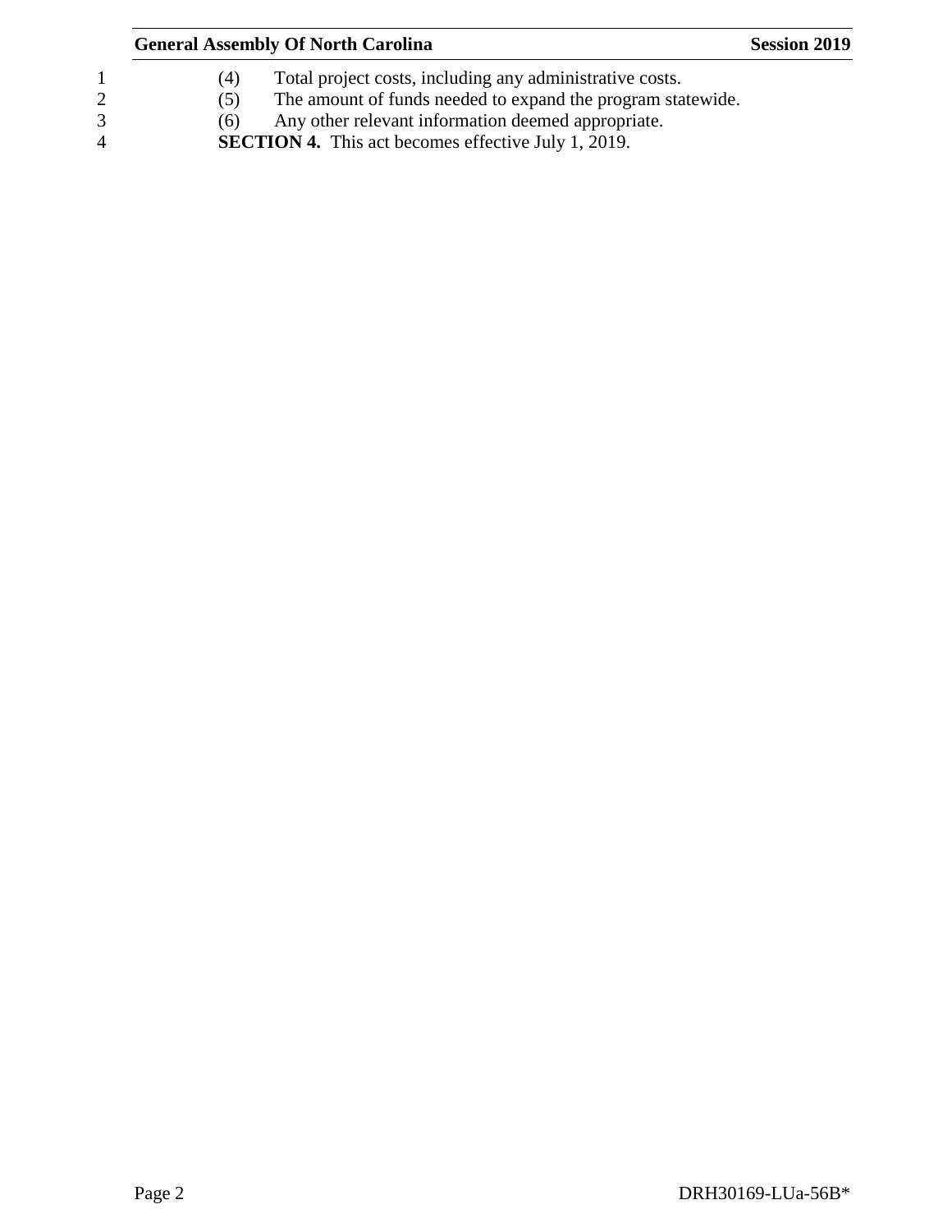(4) Total project costs, including any administrative costs.

(5) The amount of funds needed to expand the program statewide.

(6) Any other relevant information deemed appropriate.

**SECTION 4.** This act becomes effective July 1, 2019.